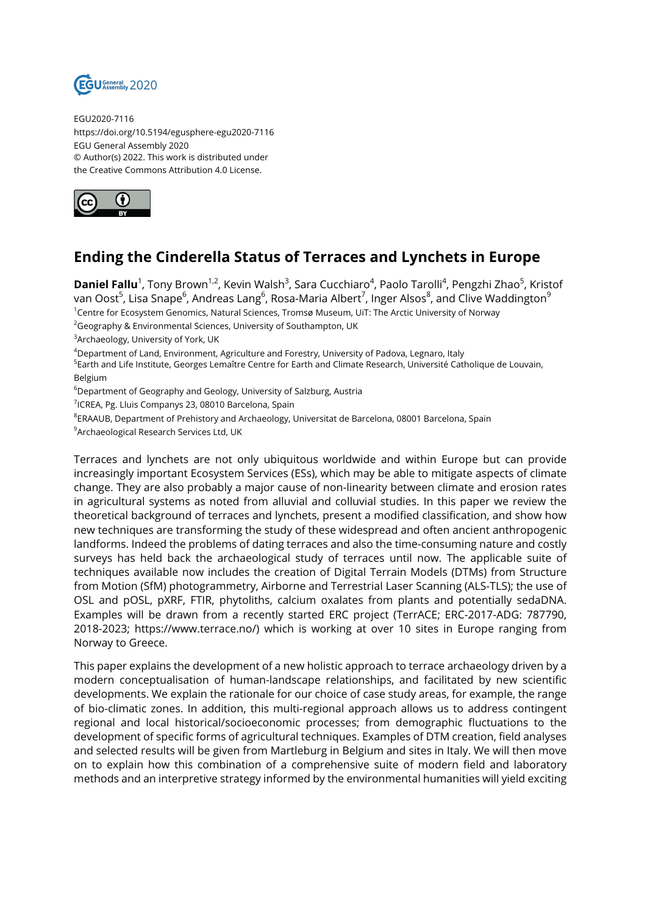EGU2020-7116
https://doi.org/10.5194/egusphere-egu2020-7116
EGU General Assembly 2020
© Author(s) 2022. This work is distributed under
the Creative Commons Attribution 4.0 License.

# Ending the Cinderella Status of Terraces and Lynchets in Europe

**Daniel Fallu**[1], Tony Brown[1,2], Kevin Walsh[3], Sara Cucchiaro[4], Paolo Tarolli[4], Pengzhi Zhao[5], Kristof van Oost[5], Lisa Snape[6], Andreas Lang[6], Rosa-Maria Albert[7], Inger Alsos[8], and Clive Waddington[9]

[1]Centre for Ecosystem Genomics, Natural Sciences, Tromsø Museum, UiT: The Arctic University of Norway
[2]Geography & Environmental Sciences, University of Southampton, UK
[3]Archaeology, University of York, UK
[4]Department of Land, Environment, Agriculture and Forestry, University of Padova, Legnaro, Italy
[5]Earth and Life Institute, Georges Lemaître Centre for Earth and Climate Research, Université Catholique de Louvain, Belgium
[6]Department of Geography and Geology, University of Salzburg, Austria
[7]ICREA, Pg. Lluis Companys 23, 08010 Barcelona, Spain
[8]ERAAUB, Department of Prehistory and Archaeology, Universitat de Barcelona, 08001 Barcelona, Spain
[9]Archaeological Research Services Ltd, UK

Terraces and lynchets are not only ubiquitous worldwide and within Europe but can provide increasingly important Ecosystem Services (ESs), which may be able to mitigate aspects of climate change. They are also probably a major cause of non-linearity between climate and erosion rates in agricultural systems as noted from alluvial and colluvial studies. In this paper we review the theoretical background of terraces and lynchets, present a modified classification, and show how new techniques are transforming the study of these widespread and often ancient anthropogenic landforms. Indeed the problems of dating terraces and also the time-consuming nature and costly surveys has held back the archaeological study of terraces until now. The applicable suite of techniques available now includes the creation of Digital Terrain Models (DTMs) from Structure from Motion (SfM) photogrammetry, Airborne and Terrestrial Laser Scanning (ALS-TLS); the use of OSL and pOSL, pXRF, FTIR, phytoliths, calcium oxalates from plants and potentially sedaDNA. Examples will be drawn from a recently started ERC project (TerrACE; ERC-2017-ADG: 787790, 2018-2023; https://www.terrace.no/) which is working at over 10 sites in Europe ranging from Norway to Greece.

This paper explains the development of a new holistic approach to terrace archaeology driven by a modern conceptualisation of human-landscape relationships, and facilitated by new scientific developments. We explain the rationale for our choice of case study areas, for example, the range of bio-climatic zones. In addition, this multi-regional approach allows us to address contingent regional and local historical/socioeconomic processes; from demographic fluctuations to the development of specific forms of agricultural techniques. Examples of DTM creation, field analyses and selected results will be given from Martleburg in Belgium and sites in Italy. We will then move on to explain how this combination of a comprehensive suite of modern field and laboratory methods and an interpretive strategy informed by the environmental humanities will yield exciting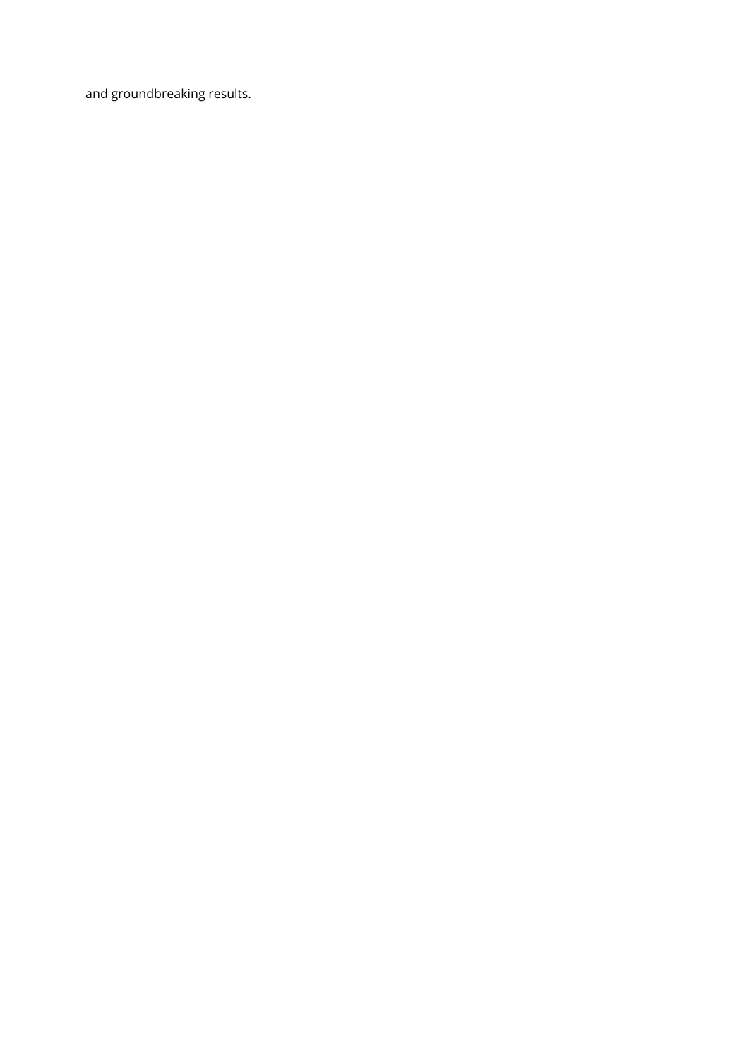and groundbreaking results.